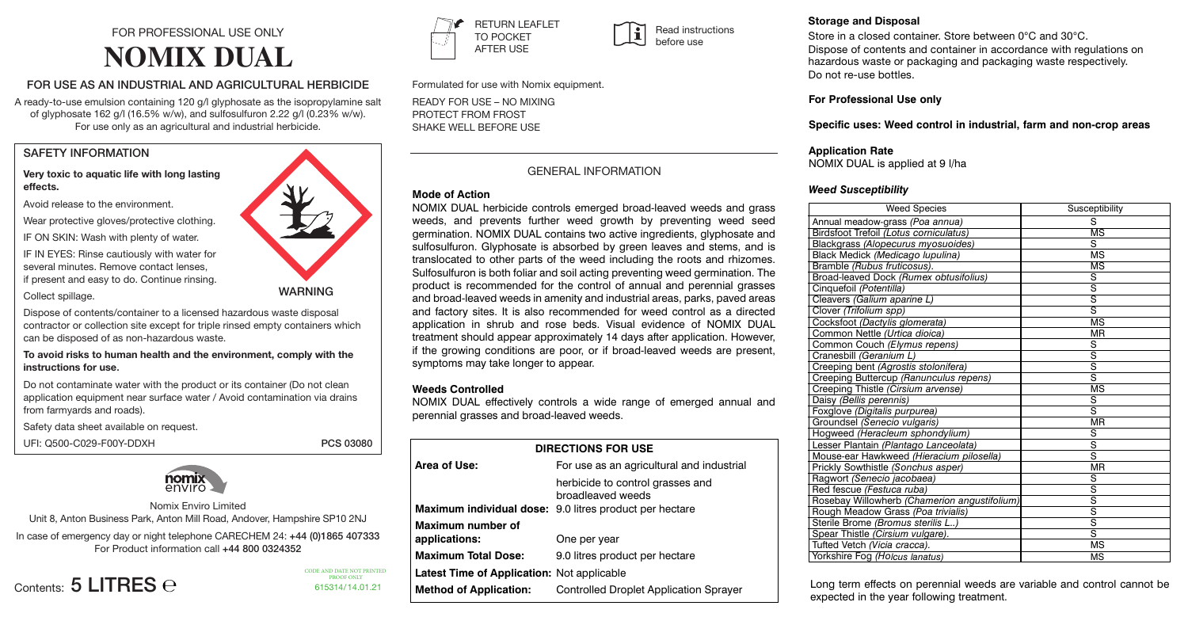FOR PROFESSIONAL USE ONLY

# NOMIX DUAL

## FOR USE AS AN INDUSTRIAL AND AGRICULTURAL HERBICIDE

A ready-to-use emulsion containing 120 g/l glyphosate as the isopropylamine salt of glyphosate 162 g/l (16.5% w/w), and sulfosulfuron 2.22 g/l (0.23% w/w). For use only as an agricultural and industrial herbicide.

### SAFETY INFORMATION

**Very toxic to aquatic life with long lasting effects.**

Avoid release to the environment.

Wear protective gloves/protective clothing.

IF ON SKIN: Wash with plenty of water.

IF IN EYES: Rinse cautiously with water for several minutes. Remove contact lenses, if present and easy to do. Continue rinsing.

WARNING

Collect spillage.

Dispose of contents/container to a licensed hazardous waste disposal contractor or collection site except for triple rinsed empty containers which can be disposed of as non-hazardous waste.

**To avoid risks to human health and the environment, comply with the instructions for use.**

Do not contaminate water with the product or its container (Do not clean application equipment near surface water / Avoid contamination via drains from farmyards and roads).

Safety data sheet available on request.

UFI: Q500-C029-F00Y-DDXH

PCS 03080

Nomix Enviro Limited
Unit 8, Anton Business Park, Anton Mill Road, Andover, Hampshire SP10 2NJ

In case of emergency day or night telephone CARECHEM 24: +44 (0)1865 407333
For Product information call +44 800 0324352

Contents: 5 LITRES ℮

CODE AND DATE NOT PRINTED
PROOF ONLY
615314/14.01.21

RETURN LEAFLET TO POCKET AFTER USE

Read instructions before use

Formulated for use with Nomix equipment.

READY FOR USE – NO MIXING
PROTECT FROM FROST
SHAKE WELL BEFORE USE

## GENERAL INFORMATION

### Mode of Action

NOMIX DUAL herbicide controls emerged broad-leaved weeds and grass weeds, and prevents further weed growth by preventing weed seed germination. NOMIX DUAL contains two active ingredients, glyphosate and sulfosulfuron. Glyphosate is absorbed by green leaves and stems, and is translocated to other parts of the weed including the roots and rhizomes. Sulfosulfuron is both foliar and soil acting preventing weed germination. The product is recommended for the control of annual and perennial grasses and broad-leaved weeds in amenity and industrial areas, parks, paved areas and factory sites. It is also recommended for weed control as a directed application in shrub and rose beds. Visual evidence of NOMIX DUAL treatment should appear approximately 14 days after application. However, if the growing conditions are poor, or if broad-leaved weeds are present, symptoms may take longer to appear.

### Weeds Controlled

NOMIX DUAL effectively controls a wide range of emerged annual and perennial grasses and broad-leaved weeds.

| DIRECTIONS FOR USE | |
|---|---|
| **Area of Use:** | For use as an agricultural and industrial herbicide to control grasses and broadleaved weeds |
| **Maximum individual dose:** | 9.0 litres product per hectare |
| **Maximum number of applications:** | One per year |
| **Maximum Total Dose:** | 9.0 litres product per hectare |
| **Latest Time of Application:** | Not applicable |
| **Method of Application:** | Controlled Droplet Application Sprayer |

### Storage and Disposal

Store in a closed container. Store between 0°C and 30°C.
Dispose of contents and container in accordance with regulations on hazardous waste or packaging and packaging waste respectively.
Do not re-use bottles.

**For Professional Use only**

**Specific uses: Weed control in industrial, farm and non-crop areas**

### Application Rate

NOMIX DUAL is applied at 9 l/ha

### *Weed Susceptibility*

| Weed Species | Susceptibility |
|---|---|
| Annual meadow-grass *(Poa annua)* | S |
| Birdsfoot Trefoil *(Lotus corniculatus)* | MS |
| Blackgrass *(Alopecurus myosuoides)* | S |
| Black Medick *(Medicago lupulina)* | MS |
| Bramble *(Rubus fruticosus)*. | MS |
| Broad-leaved Dock *(Rumex obtusifolius)* | S |
| Cinquefoil *(Potentilla)* | S |
| Cleavers *(Galium aparine L)* | S |
| Clover *(Trifolium spp)* | S |
| Cocksfoot *(Dactylis glomerata)* | MS |
| Common Nettle *(Urtica dioica)* | MR |
| Common Couch *(Elymus repens)* | S |
| Cranesbill *(Geranium L)* | S |
| Creeping bent *(Agrostis stolonifera)* | S |
| Creeping Buttercup *(Ranunculus repens)* | S |
| Creeping Thistle *(Cirsium arvense)* | MS |
| Daisy *(Bellis perennis)* | S |
| Foxglove *(Digitalis purpurea)* | S |
| Groundsel *(Senecio vulgaris)* | MR |
| Hogweed *(Heracleum sphondylium)* | S |
| Lesser Plantain *(Plantago Lanceolata)* | S |
| Mouse-ear Hawkweed *(Hieracium pilosella)* | S |
| Prickly Sowthistle *(Sonchus asper)* | MR |
| Ragwort *(Senecio jacobaea)* | S |
| Red fescue *(Festuca ruba)* | S |
| Rosebay Willowherb *(Chamerion angustifolium)* | S |
| Rough Meadow Grass *(Poa trivialis)* | S |
| Sterile Brome *(Bromus sterilis L..)* | S |
| Spear Thistle *(Cirsium vulgare)*. | S |
| Tufted Vetch *(Vicia cracca)*. | MS |
| Yorkshire Fog *(Holcus lanatus)* | MS |

Long term effects on perennial weeds are variable and control cannot be expected in the year following treatment.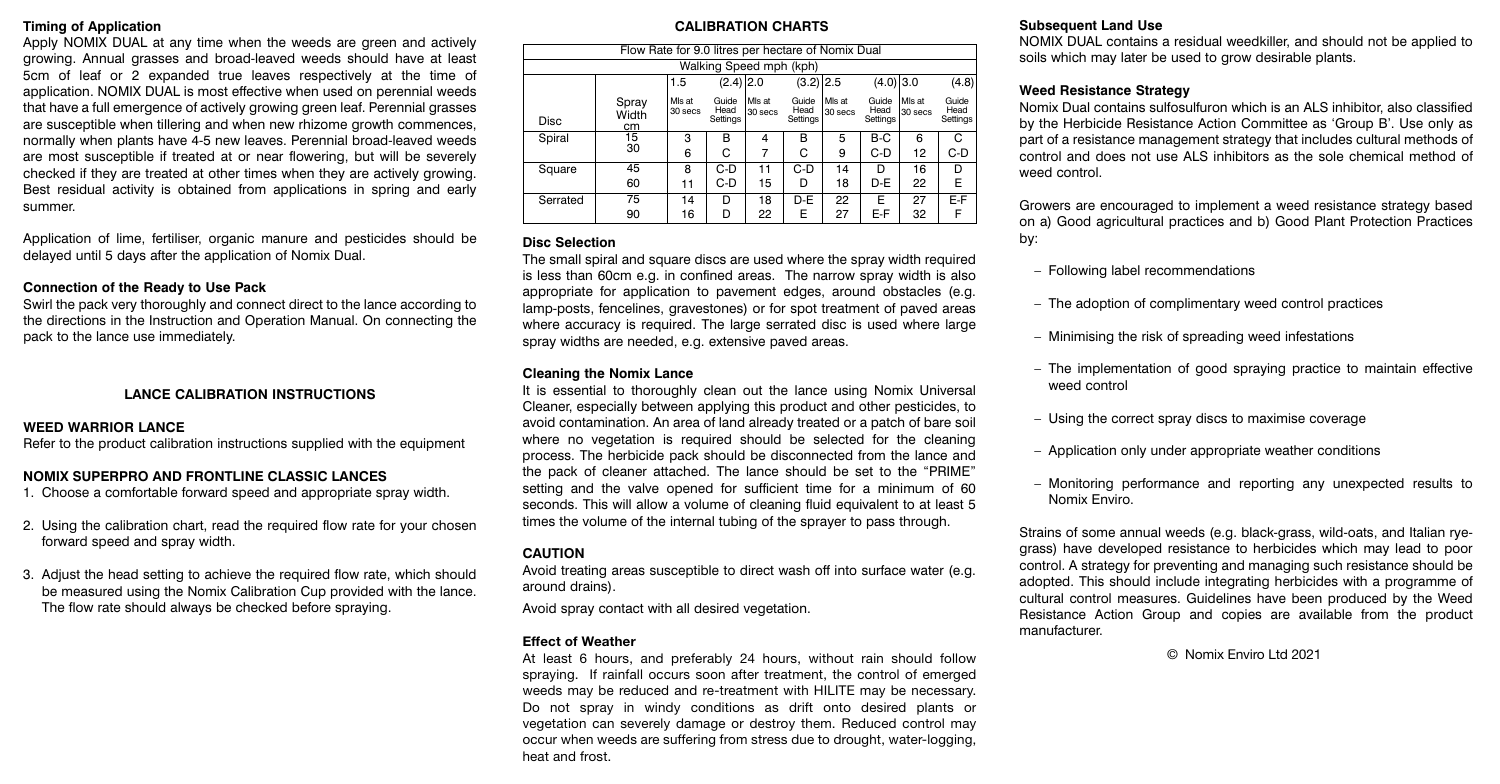### Timing of Application

Apply NOMIX DUAL at any time when the weeds are green and actively growing. Annual grasses and broad-leaved weeds should have at least 5cm of leaf or 2 expanded true leaves respectively at the time of application. NOMIX DUAL is most effective when used on perennial weeds that have a full emergence of actively growing green leaf. Perennial grasses are susceptible when tillering and when new rhizome growth commences, normally when plants have 4-5 new leaves. Perennial broad-leaved weeds are most susceptible if treated at or near flowering, but will be severely checked if they are treated at other times when they are actively growing. Best residual activity is obtained from applications in spring and early summer.

Application of lime, fertiliser, organic manure and pesticides should be delayed until 5 days after the application of Nomix Dual.

### Connection of the Ready to Use Pack

Swirl the pack very thoroughly and connect direct to the lance according to the directions in the Instruction and Operation Manual. On connecting the pack to the lance use immediately.

## LANCE CALIBRATION INSTRUCTIONS

### WEED WARRIOR LANCE

Refer to the product calibration instructions supplied with the equipment

### NOMIX SUPERPRO AND FRONTLINE CLASSIC LANCES

1. Choose a comfortable forward speed and appropriate spray width.
2. Using the calibration chart, read the required flow rate for your chosen forward speed and spray width.
3. Adjust the head setting to achieve the required flow rate, which should be measured using the Nomix Calibration Cup provided with the lance. The flow rate should always be checked before spraying.

## CALIBRATION CHARTS

Flow Rate for 9.0 litres per hectare of Nomix Dual

| | | Walking Speed mph (kph) | | | | | | | |
|---|---|---|---|---|---|---|---|---|---|
| | | 1.5 | (2.4) | 2.0 | (3.2) | 2.5 | (4.0) | 3.0 | (4.8) |
| Disc | Spray Width cm | Mls at 30 secs | Guide Head Settings | Mls at 30 secs | Guide Head Settings | Mls at 30 secs | Guide Head Settings | Mls at 30 secs | Guide Head Settings |
| Spiral | 15 | 3 | B | 4 | B | 5 | B-C | 6 | C |
| | 30 | 6 | C | 7 | C | 9 | C-D | 12 | C-D |
| Square | 45 | 8 | C-D | 11 | C-D | 14 | D | 16 | D |
| | 60 | 11 | C-D | 15 | D | 18 | D-E | 22 | E |
| Serrated | 75 | 14 | D | 18 | D-E | 22 | E | 27 | E-F |
| | 90 | 16 | D | 22 | E | 27 | E-F | 32 | F |

### Disc Selection

The small spiral and square discs are used where the spray width required is less than 60cm e.g. in confined areas. The narrow spray width is also appropriate for application to pavement edges, around obstacles (e.g. lamp-posts, fencelines, gravestones) or for spot treatment of paved areas where accuracy is required. The large serrated disc is used where large spray widths are needed, e.g. extensive paved areas.

### Cleaning the Nomix Lance

It is essential to thoroughly clean out the lance using Nomix Universal Cleaner, especially between applying this product and other pesticides, to avoid contamination. An area of land already treated or a patch of bare soil where no vegetation is required should be selected for the cleaning process. The herbicide pack should be disconnected from the lance and the pack of cleaner attached. The lance should be set to the "PRIME" setting and the valve opened for sufficient time for a minimum of 60 seconds. This will allow a volume of cleaning fluid equivalent to at least 5 times the volume of the internal tubing of the sprayer to pass through.

### CAUTION

Avoid treating areas susceptible to direct wash off into surface water (e.g. around drains).

Avoid spray contact with all desired vegetation.

### Effect of Weather

At least 6 hours, and preferably 24 hours, without rain should follow spraying. If rainfall occurs soon after treatment, the control of emerged weeds may be reduced and re-treatment with HILITE may be necessary. Do not spray in windy conditions as drift onto desired plants or vegetation can severely damage or destroy them. Reduced control may occur when weeds are suffering from stress due to drought, water-logging, heat and frost.

### Subsequent Land Use

NOMIX DUAL contains a residual weedkiller, and should not be applied to soils which may later be used to grow desirable plants.

### Weed Resistance Strategy

Nomix Dual contains sulfosulfuron which is an ALS inhibitor, also classified by the Herbicide Resistance Action Committee as 'Group B'. Use only as part of a resistance management strategy that includes cultural methods of control and does not use ALS inhibitors as the sole chemical method of weed control.

Growers are encouraged to implement a weed resistance strategy based on a) Good agricultural practices and b) Good Plant Protection Practices by:

- Following label recommendations
- The adoption of complimentary weed control practices
- Minimising the risk of spreading weed infestations
- The implementation of good spraying practice to maintain effective weed control
- Using the correct spray discs to maximise coverage
- Application only under appropriate weather conditions
- Monitoring performance and reporting any unexpected results to Nomix Enviro.

Strains of some annual weeds (e.g. black-grass, wild-oats, and Italian rye-grass) have developed resistance to herbicides which may lead to poor control. A strategy for preventing and managing such resistance should be adopted. This should include integrating herbicides with a programme of cultural control measures. Guidelines have been produced by the Weed Resistance Action Group and copies are available from the product manufacturer.

© Nomix Enviro Ltd 2021